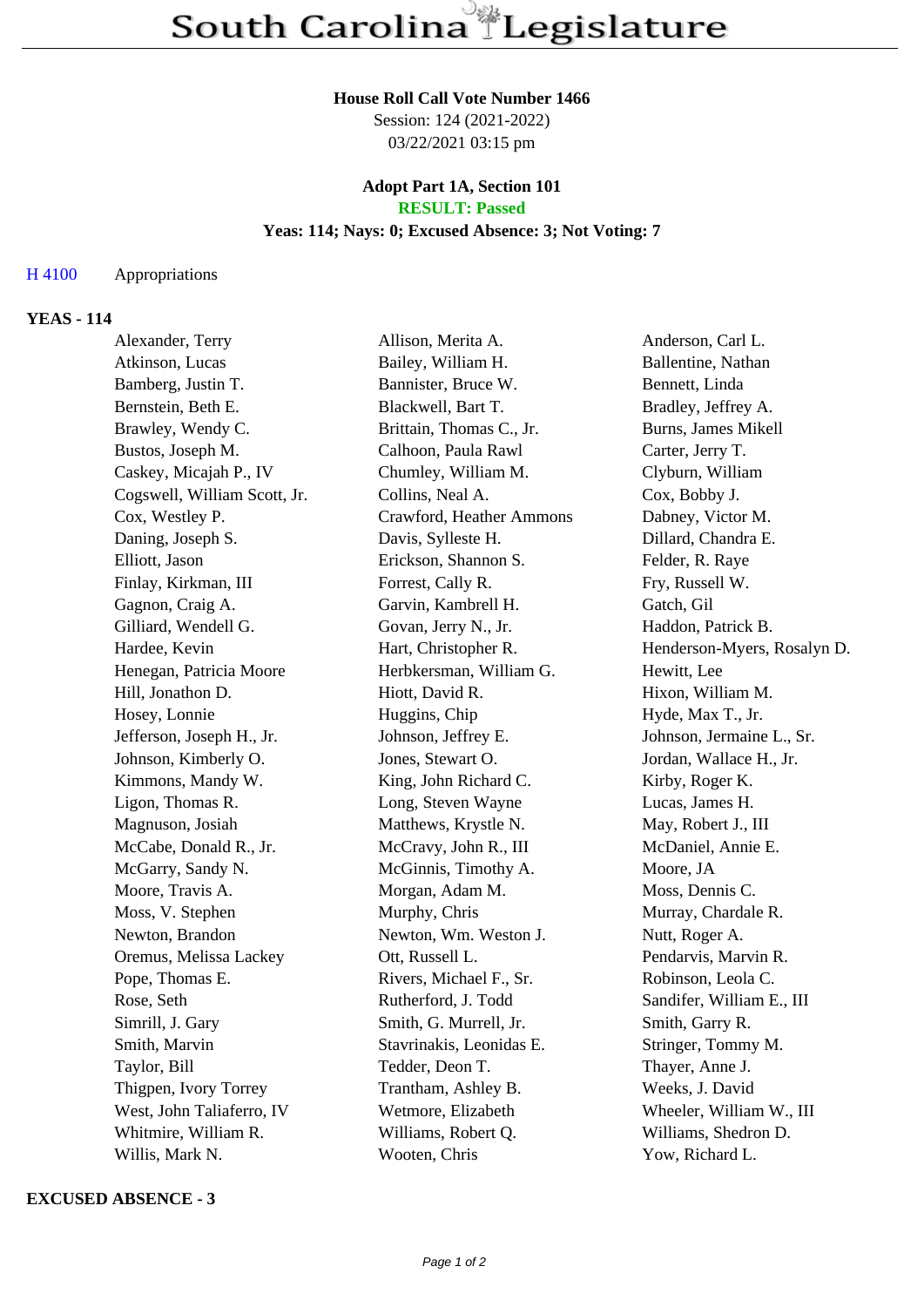**House Roll Call Vote Number 1466**
Session: 124 (2021-2022)
03/22/2021 03:15 pm

**Adopt Part 1A, Section 101**
**RESULT: Passed**
**Yeas: 114; Nays: 0; Excused Absence: 3; Not Voting: 7**

H 4100 Appropriations

## YEAS - 114

| | | |
|---|---|---|
| Alexander, Terry | Allison, Merita A. | Anderson, Carl L. |
| Atkinson, Lucas | Bailey, William H. | Ballentine, Nathan |
| Bamberg, Justin T. | Bannister, Bruce W. | Bennett, Linda |
| Bernstein, Beth E. | Blackwell, Bart T. | Bradley, Jeffrey A. |
| Brawley, Wendy C. | Brittain, Thomas C., Jr. | Burns, James Mikell |
| Bustos, Joseph M. | Calhoon, Paula Rawl | Carter, Jerry T. |
| Caskey, Micajah P., IV | Chumley, William M. | Clyburn, William |
| Cogswell, William Scott, Jr. | Collins, Neal A. | Cox, Bobby J. |
| Cox, Westley P. | Crawford, Heather Ammons | Dabney, Victor M. |
| Daning, Joseph S. | Davis, Sylleste H. | Dillard, Chandra E. |
| Elliott, Jason | Erickson, Shannon S. | Felder, R. Raye |
| Finlay, Kirkman, III | Forrest, Cally R. | Fry, Russell W. |
| Gagnon, Craig A. | Garvin, Kambrell H. | Gatch, Gil |
| Gilliard, Wendell G. | Govan, Jerry N., Jr. | Haddon, Patrick B. |
| Hardee, Kevin | Hart, Christopher R. | Henderson-Myers, Rosalyn D. |
| Henegan, Patricia Moore | Herbkersman, William G. | Hewitt, Lee |
| Hill, Jonathon D. | Hiott, David R. | Hixon, William M. |
| Hosey, Lonnie | Huggins, Chip | Hyde, Max T., Jr. |
| Jefferson, Joseph H., Jr. | Johnson, Jeffrey E. | Johnson, Jermaine L., Sr. |
| Johnson, Kimberly O. | Jones, Stewart O. | Jordan, Wallace H., Jr. |
| Kimmons, Mandy W. | King, John Richard C. | Kirby, Roger K. |
| Ligon, Thomas R. | Long, Steven Wayne | Lucas, James H. |
| Magnuson, Josiah | Matthews, Krystle N. | May, Robert J., III |
| McCabe, Donald R., Jr. | McCravy, John R., III | McDaniel, Annie E. |
| McGarry, Sandy N. | McGinnis, Timothy A. | Moore, JA |
| Moore, Travis A. | Morgan, Adam M. | Moss, Dennis C. |
| Moss, V. Stephen | Murphy, Chris | Murray, Chardale R. |
| Newton, Brandon | Newton, Wm. Weston J. | Nutt, Roger A. |
| Oremus, Melissa Lackey | Ott, Russell L. | Pendarvis, Marvin R. |
| Pope, Thomas E. | Rivers, Michael F., Sr. | Robinson, Leola C. |
| Rose, Seth | Rutherford, J. Todd | Sandifer, William E., III |
| Simrill, J. Gary | Smith, G. Murrell, Jr. | Smith, Garry R. |
| Smith, Marvin | Stavrinakis, Leonidas E. | Stringer, Tommy M. |
| Taylor, Bill | Tedder, Deon T. | Thayer, Anne J. |
| Thigpen, Ivory Torrey | Trantham, Ashley B. | Weeks, J. David |
| West, John Taliaferro, IV | Wetmore, Elizabeth | Wheeler, William W., III |
| Whitmire, William R. | Williams, Robert Q. | Williams, Shedron D. |
| Willis, Mark N. | Wooten, Chris | Yow, Richard L. |

## EXCUSED ABSENCE - 3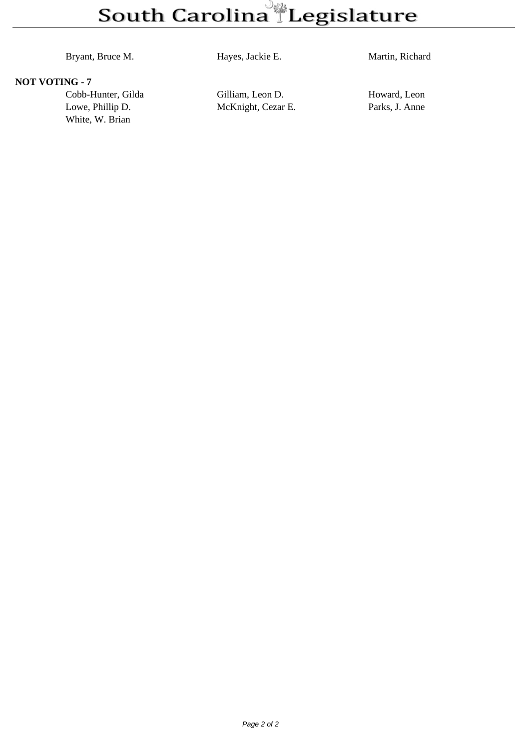| | | |
|---|---|---|
| Bryant, Bruce M. | Hayes, Jackie E. | Martin, Richard |

**NOT VOTING - 7**

| | | |
|---|---|---|
| Cobb-Hunter, Gilda | Gilliam, Leon D. | Howard, Leon |
| Lowe, Phillip D. | McKnight, Cezar E. | Parks, J. Anne |
| White, W. Brian | | |